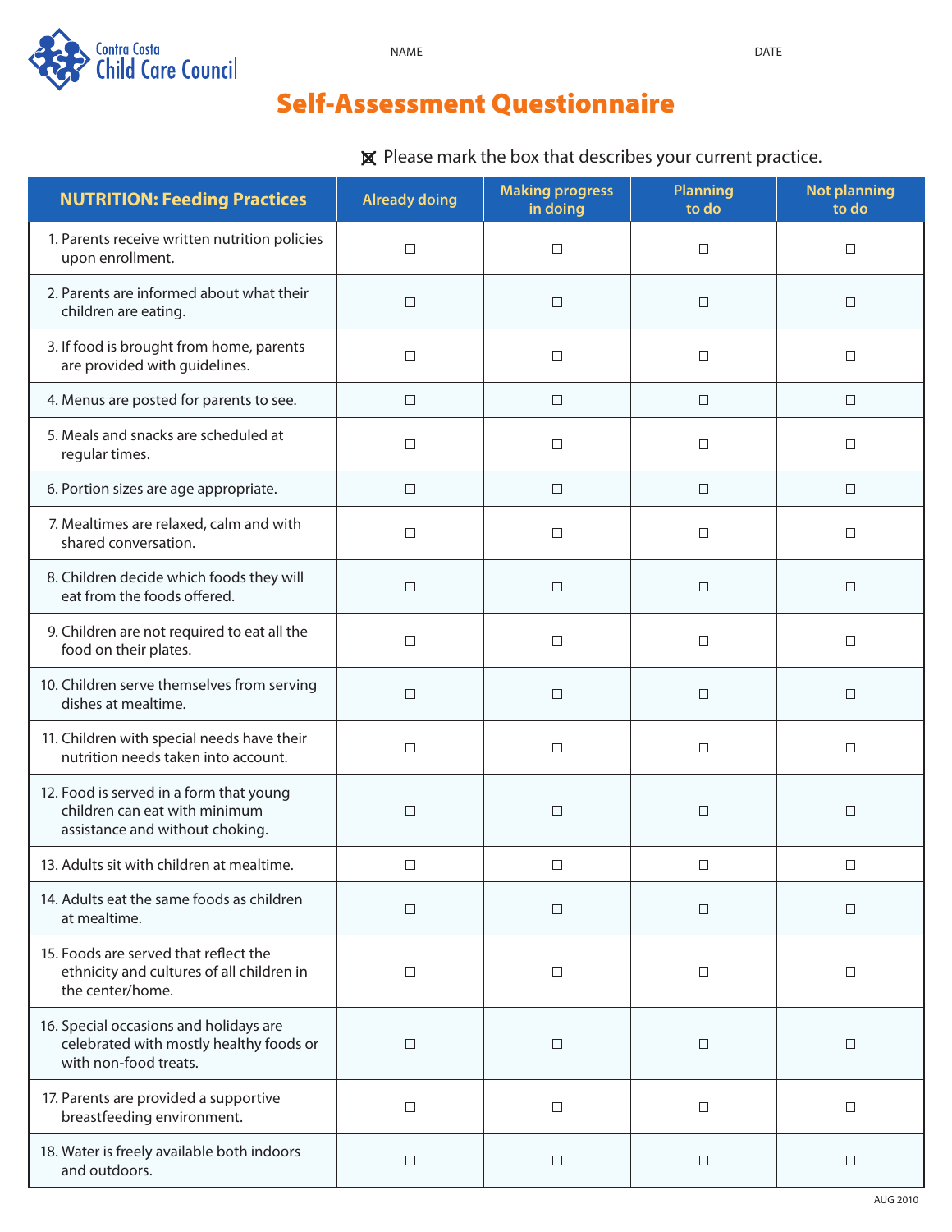Contra Costa Child Care Council

NAME ______________________________ DATE ______________

# Self-Assessment Questionnaire

☒ Please mark the box that describes your current practice.

| NUTRITION: Feeding Practices | Already doing | Making progress in doing | Planning to do | Not planning to do |
|---|---|---|---|---|
| 1. Parents receive written nutrition policies upon enrollment. | ☐ | ☐ | ☐ | ☐ |
| 2. Parents are informed about what their children are eating. | ☐ | ☐ | ☐ | ☐ |
| 3. If food is brought from home, parents are provided with guidelines. | ☐ | ☐ | ☐ | ☐ |
| 4. Menus are posted for parents to see. | ☐ | ☐ | ☐ | ☐ |
| 5. Meals and snacks are scheduled at regular times. | ☐ | ☐ | ☐ | ☐ |
| 6. Portion sizes are age appropriate. | ☐ | ☐ | ☐ | ☐ |
| 7. Mealtimes are relaxed, calm and with shared conversation. | ☐ | ☐ | ☐ | ☐ |
| 8. Children decide which foods they will eat from the foods offered. | ☐ | ☐ | ☐ | ☐ |
| 9. Children are not required to eat all the food on their plates. | ☐ | ☐ | ☐ | ☐ |
| 10. Children serve themselves from serving dishes at mealtime. | ☐ | ☐ | ☐ | ☐ |
| 11. Children with special needs have their nutrition needs taken into account. | ☐ | ☐ | ☐ | ☐ |
| 12. Food is served in a form that young children can eat with minimum assistance and without choking. | ☐ | ☐ | ☐ | ☐ |
| 13. Adults sit with children at mealtime. | ☐ | ☐ | ☐ | ☐ |
| 14. Adults eat the same foods as children at mealtime. | ☐ | ☐ | ☐ | ☐ |
| 15. Foods are served that reflect the ethnicity and cultures of all children in the center/home. | ☐ | ☐ | ☐ | ☐ |
| 16. Special occasions and holidays are celebrated with mostly healthy foods or with non-food treats. | ☐ | ☐ | ☐ | ☐ |
| 17. Parents are provided a supportive breastfeeding environment. | ☐ | ☐ | ☐ | ☐ |
| 18. Water is freely available both indoors and outdoors. | ☐ | ☐ | ☐ | ☐ |

AUG 2010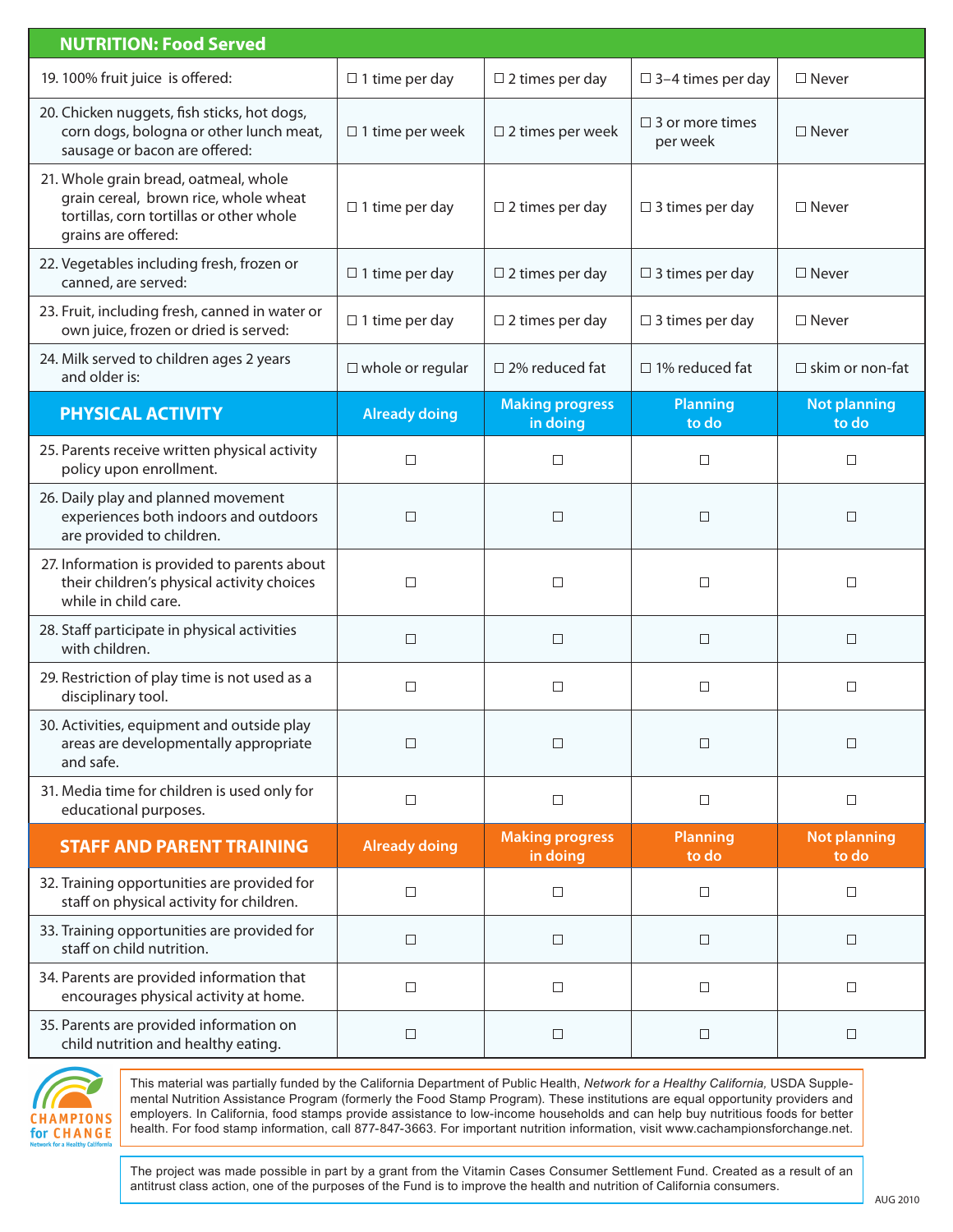| NUTRITION: Food Served | | | | |
|---|---|---|---|---|
| 19. 100% fruit juice is offered: | ☐ 1 time per day | ☐ 2 times per day | ☐ 3–4 times per day | ☐ Never |
| 20. Chicken nuggets, fish sticks, hot dogs, corn dogs, bologna or other lunch meat, sausage or bacon are offered: | ☐ 1 time per week | ☐ 2 times per week | ☐ 3 or more times per week | ☐ Never |
| 21. Whole grain bread, oatmeal, whole grain cereal, brown rice, whole wheat tortillas, corn tortillas or other whole grains are offered: | ☐ 1 time per day | ☐ 2 times per day | ☐ 3 times per day | ☐ Never |
| 22. Vegetables including fresh, frozen or canned, are served: | ☐ 1 time per day | ☐ 2 times per day | ☐ 3 times per day | ☐ Never |
| 23. Fruit, including fresh, canned in water or own juice, frozen or dried is served: | ☐ 1 time per day | ☐ 2 times per day | ☐ 3 times per day | ☐ Never |
| 24. Milk served to children ages 2 years and older is: | ☐ whole or regular | ☐ 2% reduced fat | ☐ 1% reduced fat | ☐ skim or non-fat |

| PHYSICAL ACTIVITY | Already doing | Making progress in doing | Planning to do | Not planning to do |
|---|---|---|---|---|
| 25. Parents receive written physical activity policy upon enrollment. | ☐ | ☐ | ☐ | ☐ |
| 26. Daily play and planned movement experiences both indoors and outdoors are provided to children. | ☐ | ☐ | ☐ | ☐ |
| 27. Information is provided to parents about their children's physical activity choices while in child care. | ☐ | ☐ | ☐ | ☐ |
| 28. Staff participate in physical activities with children. | ☐ | ☐ | ☐ | ☐ |
| 29. Restriction of play time is not used as a disciplinary tool. | ☐ | ☐ | ☐ | ☐ |
| 30. Activities, equipment and outside play areas are developmentally appropriate and safe. | ☐ | ☐ | ☐ | ☐ |
| 31. Media time for children is used only for educational purposes. | ☐ | ☐ | ☐ | ☐ |

| STAFF AND PARENT TRAINING | Already doing | Making progress in doing | Planning to do | Not planning to do |
|---|---|---|---|---|
| 32. Training opportunities are provided for staff on physical activity for children. | ☐ | ☐ | ☐ | ☐ |
| 33. Training opportunities are provided for staff on child nutrition. | ☐ | ☐ | ☐ | ☐ |
| 34. Parents are provided information that encourages physical activity at home. | ☐ | ☐ | ☐ | ☐ |
| 35. Parents are provided information on child nutrition and healthy eating. | ☐ | ☐ | ☐ | ☐ |

CHAMPIONS for CHANGE
Network for a Healthy California

This material was partially funded by the California Department of Public Health, *Network for a Healthy California,* USDA Supplemental Nutrition Assistance Program (formerly the Food Stamp Program). These institutions are equal opportunity providers and employers. In California, food stamps provide assistance to low-income households and can help buy nutritious foods for better health. For food stamp information, call 877-847-3663. For important nutrition information, visit www.cachampionsforchange.net.

The project was made possible in part by a grant from the Vitamin Cases Consumer Settlement Fund. Created as a result of an antitrust class action, one of the purposes of the Fund is to improve the health and nutrition of California consumers.

AUG 2010